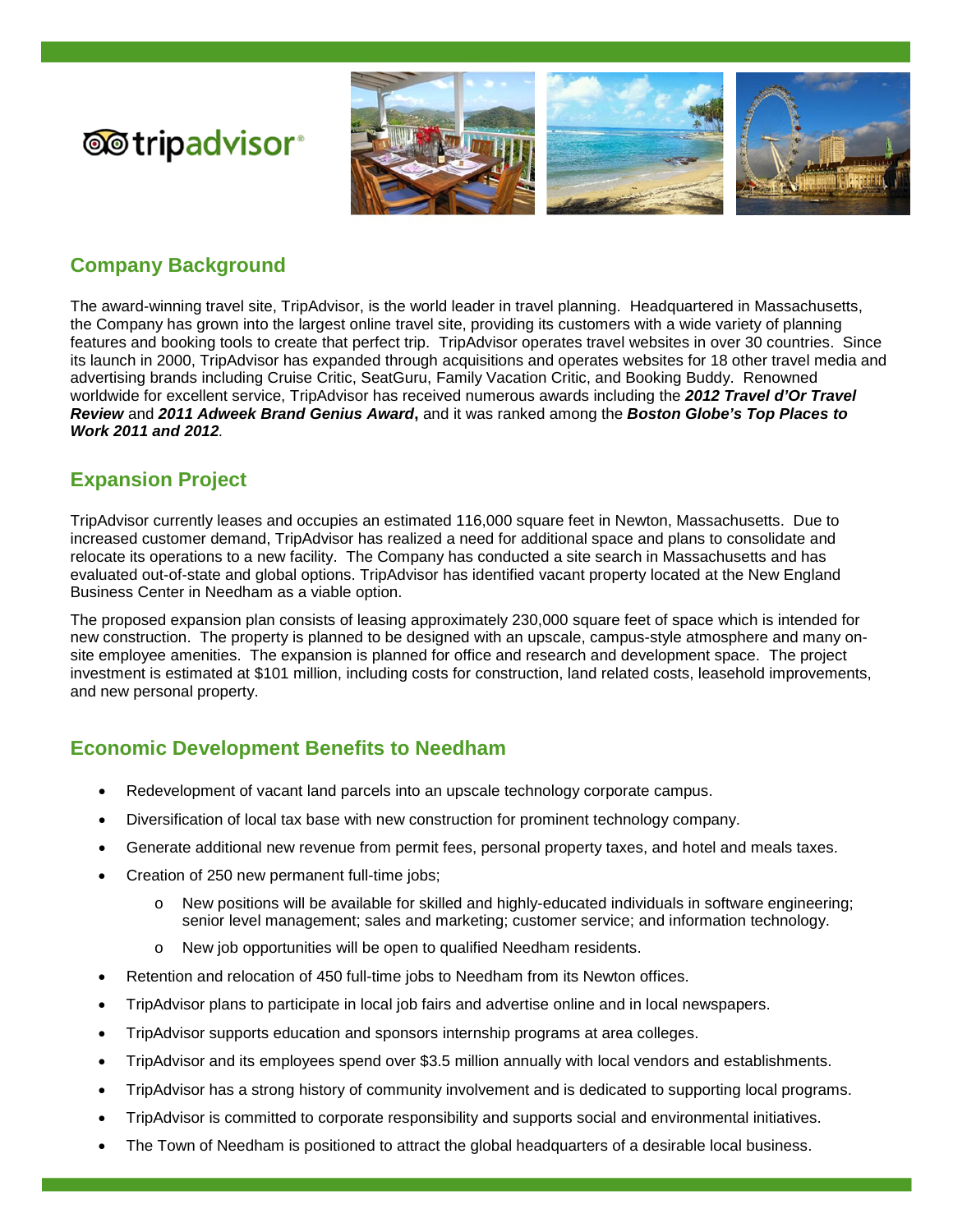tripadvisor®

## Company Background

The award-winning travel site, TripAdvisor, is the world leader in travel planning. Headquartered in Massachusetts, the Company has grown into the largest online travel site, providing its customers with a wide variety of planning features and booking tools to create that perfect trip. TripAdvisor operates travel websites in over 30 countries. Since its launch in 2000, TripAdvisor has expanded through acquisitions and operates websites for 18 other travel media and advertising brands including Cruise Critic, SeatGuru, Family Vacation Critic, and Booking Buddy. Renowned worldwide for excellent service, TripAdvisor has received numerous awards including the ***2012 Travel d'Or Travel Review*** and ***2011 Adweek Brand Genius Award***, and it was ranked among the ***Boston Globe's Top Places to Work 2011 and 2012***.

## Expansion Project

TripAdvisor currently leases and occupies an estimated 116,000 square feet in Newton, Massachusetts. Due to increased customer demand, TripAdvisor has realized a need for additional space and plans to consolidate and relocate its operations to a new facility. The Company has conducted a site search in Massachusetts and has evaluated out-of-state and global options. TripAdvisor has identified vacant property located at the New England Business Center in Needham as a viable option.

The proposed expansion plan consists of leasing approximately 230,000 square feet of space which is intended for new construction. The property is planned to be designed with an upscale, campus-style atmosphere and many on-site employee amenities. The expansion is planned for office and research and development space. The project investment is estimated at $101 million, including costs for construction, land related costs, leasehold improvements, and new personal property.

## Economic Development Benefits to Needham

- Redevelopment of vacant land parcels into an upscale technology corporate campus.
- Diversification of local tax base with new construction for prominent technology company.
- Generate additional new revenue from permit fees, personal property taxes, and hotel and meals taxes.
- Creation of 250 new permanent full-time jobs;
  - New positions will be available for skilled and highly-educated individuals in software engineering; senior level management; sales and marketing; customer service; and information technology.
  - New job opportunities will be open to qualified Needham residents.
- Retention and relocation of 450 full-time jobs to Needham from its Newton offices.
- TripAdvisor plans to participate in local job fairs and advertise online and in local newspapers.
- TripAdvisor supports education and sponsors internship programs at area colleges.
- TripAdvisor and its employees spend over $3.5 million annually with local vendors and establishments.
- TripAdvisor has a strong history of community involvement and is dedicated to supporting local programs.
- TripAdvisor is committed to corporate responsibility and supports social and environmental initiatives.
- The Town of Needham is positioned to attract the global headquarters of a desirable local business.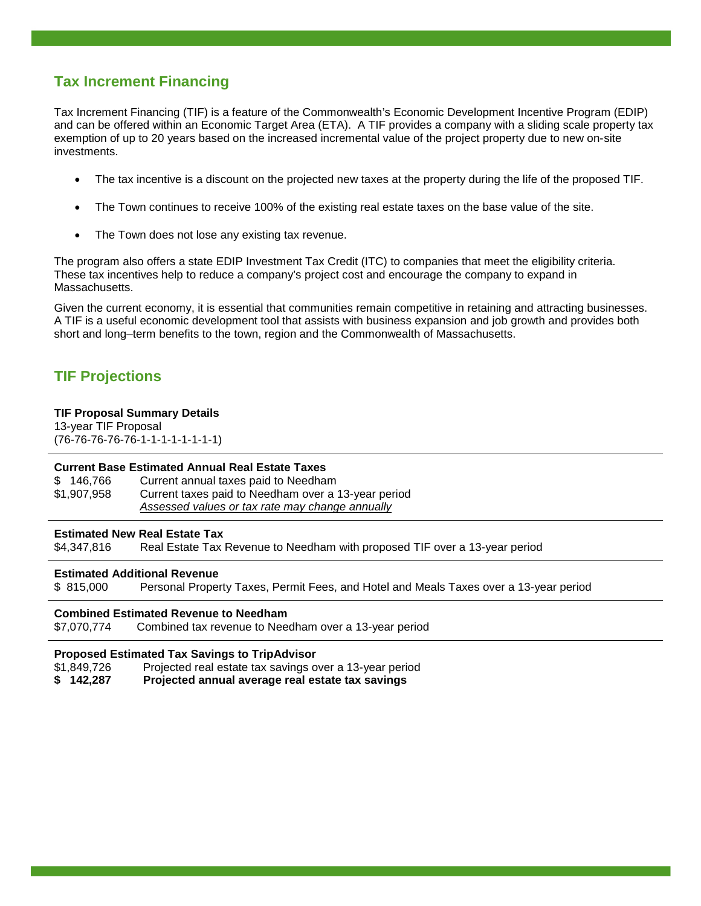## Tax Increment Financing

Tax Increment Financing (TIF) is a feature of the Commonwealth's Economic Development Incentive Program (EDIP) and can be offered within an Economic Target Area (ETA). A TIF provides a company with a sliding scale property tax exemption of up to 20 years based on the increased incremental value of the project property due to new on-site investments.

- The tax incentive is a discount on the projected new taxes at the property during the life of the proposed TIF.
- The Town continues to receive 100% of the existing real estate taxes on the base value of the site.
- The Town does not lose any existing tax revenue.

The program also offers a state EDIP Investment Tax Credit (ITC) to companies that meet the eligibility criteria. These tax incentives help to reduce a company's project cost and encourage the company to expand in Massachusetts.

Given the current economy, it is essential that communities remain competitive in retaining and attracting businesses. A TIF is a useful economic development tool that assists with business expansion and job growth and provides both short and long–term benefits to the town, region and the Commonwealth of Massachusetts.

## TIF Projections

**TIF Proposal Summary Details**
13-year TIF Proposal
(76-76-76-76-76-1-1-1-1-1-1-1-1)

**Current Base Estimated Annual Real Estate Taxes**

| | |
|---|---|
| $ 146,766 | Current annual taxes paid to Needham |
| $1,907,958 | Current taxes paid to Needham over a 13-year period |
| | *Assessed values or tax rate may change annually* |

**Estimated New Real Estate Tax**

| | |
|---|---|
| $4,347,816 | Real Estate Tax Revenue to Needham with proposed TIF over a 13-year period |

**Estimated Additional Revenue**

| | |
|---|---|
| $ 815,000 | Personal Property Taxes, Permit Fees, and Hotel and Meals Taxes over a 13-year period |

**Combined Estimated Revenue to Needham**

| | |
|---|---|
| $7,070,774 | Combined tax revenue to Needham over a 13-year period |

**Proposed Estimated Tax Savings to TripAdvisor**

| | |
|---|---|
| $1,849,726 | Projected real estate tax savings over a 13-year period |
| **$ 142,287** | **Projected annual average real estate tax savings** |